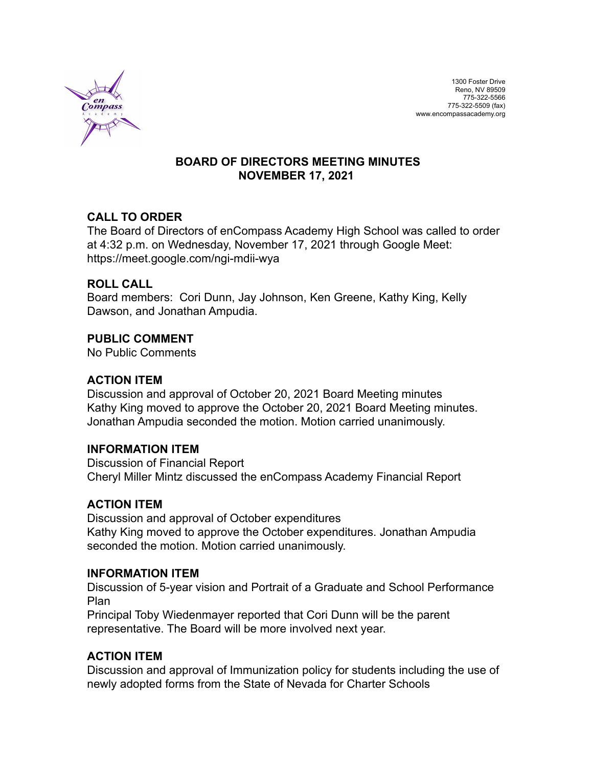1300 Foster Drive
Reno, NV 89509
775-322-5566
775-322-5509 (fax)
www.encompassacademy.org

# BOARD OF DIRECTORS MEETING MINUTES
# NOVEMBER 17, 2021

## CALL TO ORDER

The Board of Directors of enCompass Academy High School was called to order at 4:32 p.m. on Wednesday, November 17, 2021 through Google Meet: https://meet.google.com/ngi-mdii-wya

## ROLL CALL

Board members: Cori Dunn, Jay Johnson, Ken Greene, Kathy King, Kelly Dawson, and Jonathan Ampudia.

## PUBLIC COMMENT

No Public Comments

## ACTION ITEM

Discussion and approval of October 20, 2021 Board Meeting minutes
Kathy King moved to approve the October 20, 2021 Board Meeting minutes. Jonathan Ampudia seconded the motion. Motion carried unanimously.

## INFORMATION ITEM

Discussion of Financial Report
Cheryl Miller Mintz discussed the enCompass Academy Financial Report

## ACTION ITEM

Discussion and approval of October expenditures
Kathy King moved to approve the October expenditures. Jonathan Ampudia seconded the motion. Motion carried unanimously.

## INFORMATION ITEM

Discussion of 5-year vision and Portrait of a Graduate and School Performance Plan
Principal Toby Wiedenmayer reported that Cori Dunn will be the parent representative. The Board will be more involved next year.

## ACTION ITEM

Discussion and approval of Immunization policy for students including the use of newly adopted forms from the State of Nevada for Charter Schools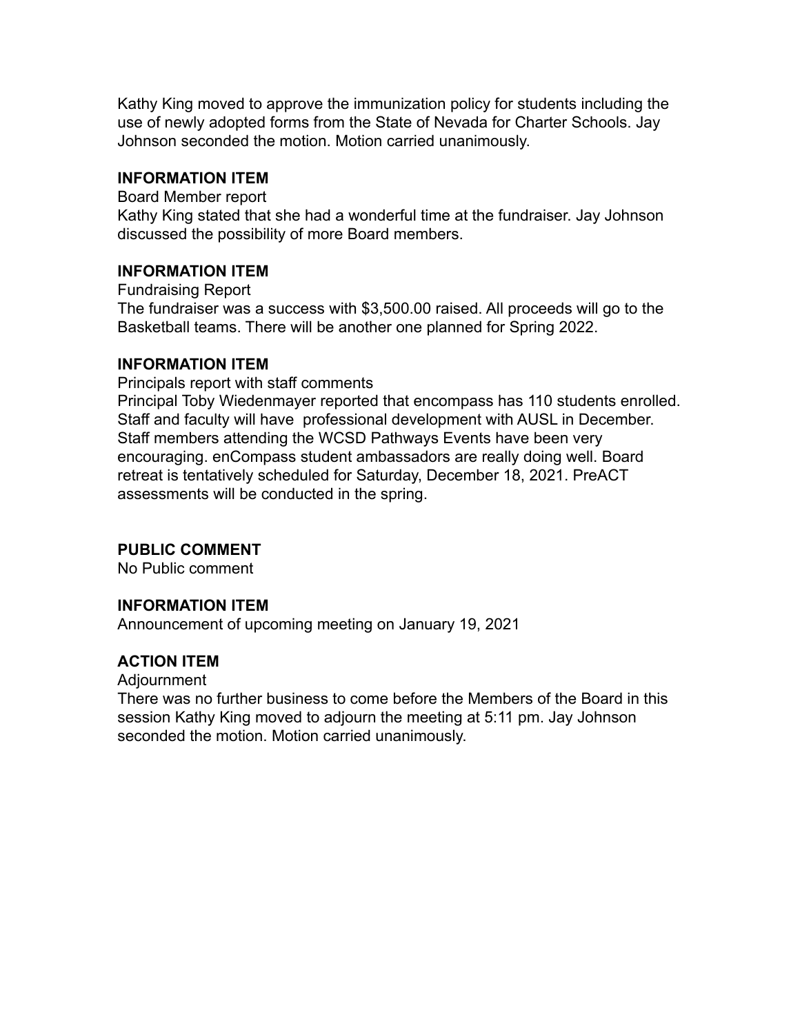Kathy King moved to approve the immunization policy for students including the use of newly adopted forms from the State of Nevada for Charter Schools. Jay Johnson seconded the motion. Motion carried unanimously.

**INFORMATION ITEM**

Board Member report

Kathy King stated that she had a wonderful time at the fundraiser. Jay Johnson discussed the possibility of more Board members.

**INFORMATION ITEM**

Fundraising Report

The fundraiser was a success with $3,500.00 raised. All proceeds will go to the Basketball teams. There will be another one planned for Spring 2022.

**INFORMATION ITEM**

Principals report with staff comments

Principal Toby Wiedenmayer reported that encompass has 110 students enrolled. Staff and faculty will have professional development with AUSL in December. Staff members attending the WCSD Pathways Events have been very encouraging. enCompass student ambassadors are really doing well. Board retreat is tentatively scheduled for Saturday, December 18, 2021. PreACT assessments will be conducted in the spring.

**PUBLIC COMMENT**

No Public comment

**INFORMATION ITEM**

Announcement of upcoming meeting on January 19, 2021

**ACTION ITEM**

Adjournment

There was no further business to come before the Members of the Board in this session Kathy King moved to adjourn the meeting at 5:11 pm. Jay Johnson seconded the motion. Motion carried unanimously.